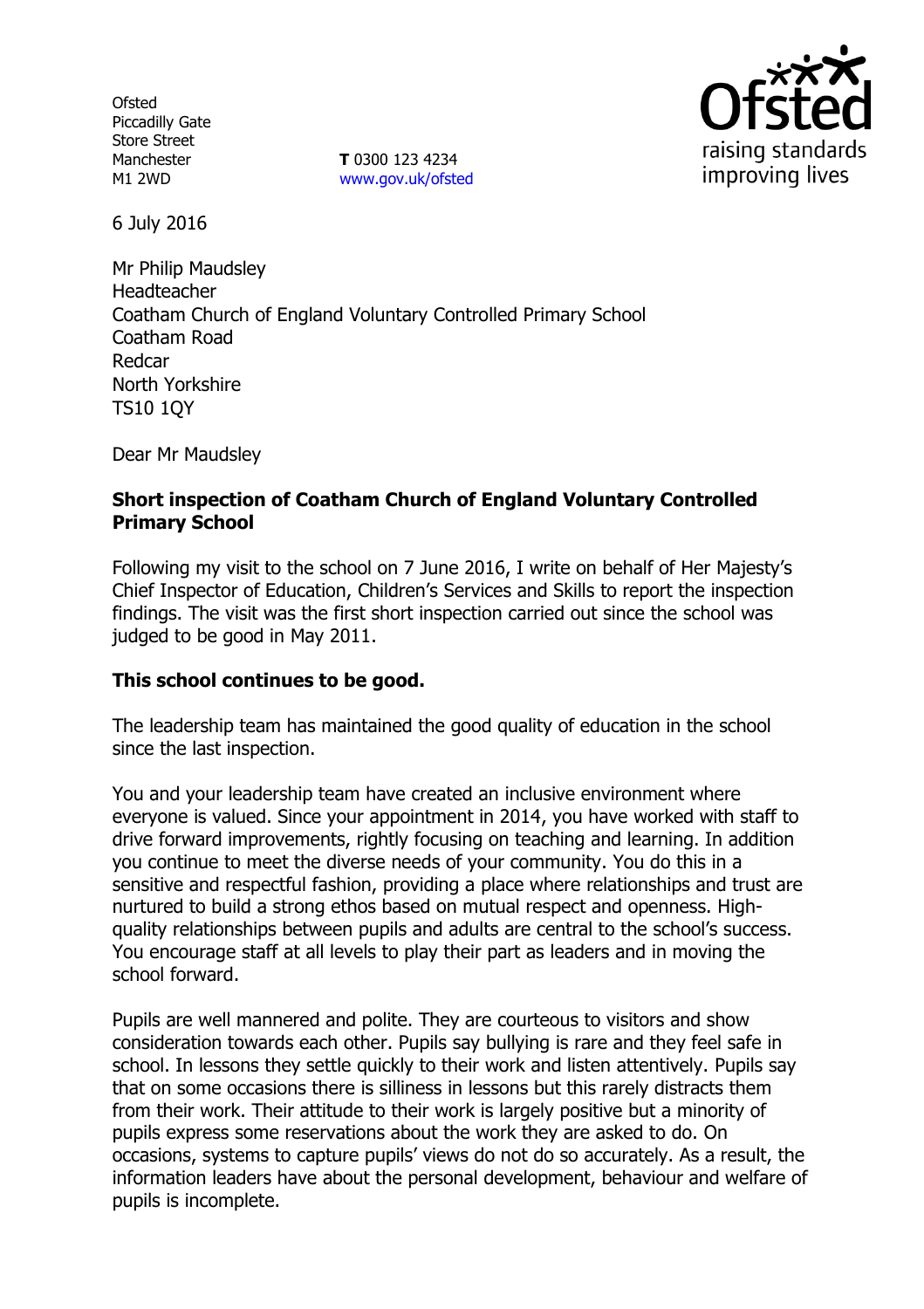Ofsted
Piccadilly Gate
Store Street
Manchester
M1 2WD

**T** 0300 123 4234
www.gov.uk/ofsted

6 July 2016

Mr Philip Maudsley
Headteacher
Coatham Church of England Voluntary Controlled Primary School
Coatham Road
Redcar
North Yorkshire
TS10 1QY

Dear Mr Maudsley

**Short inspection of Coatham Church of England Voluntary Controlled Primary School**

Following my visit to the school on 7 June 2016, I write on behalf of Her Majesty's Chief Inspector of Education, Children's Services and Skills to report the inspection findings. The visit was the first short inspection carried out since the school was judged to be good in May 2011.

**This school continues to be good.**

The leadership team has maintained the good quality of education in the school since the last inspection.

You and your leadership team have created an inclusive environment where everyone is valued. Since your appointment in 2014, you have worked with staff to drive forward improvements, rightly focusing on teaching and learning. In addition you continue to meet the diverse needs of your community. You do this in a sensitive and respectful fashion, providing a place where relationships and trust are nurtured to build a strong ethos based on mutual respect and openness. High-quality relationships between pupils and adults are central to the school's success. You encourage staff at all levels to play their part as leaders and in moving the school forward.

Pupils are well mannered and polite. They are courteous to visitors and show consideration towards each other. Pupils say bullying is rare and they feel safe in school. In lessons they settle quickly to their work and listen attentively. Pupils say that on some occasions there is silliness in lessons but this rarely distracts them from their work. Their attitude to their work is largely positive but a minority of pupils express some reservations about the work they are asked to do. On occasions, systems to capture pupils' views do not do so accurately. As a result, the information leaders have about the personal development, behaviour and welfare of pupils is incomplete.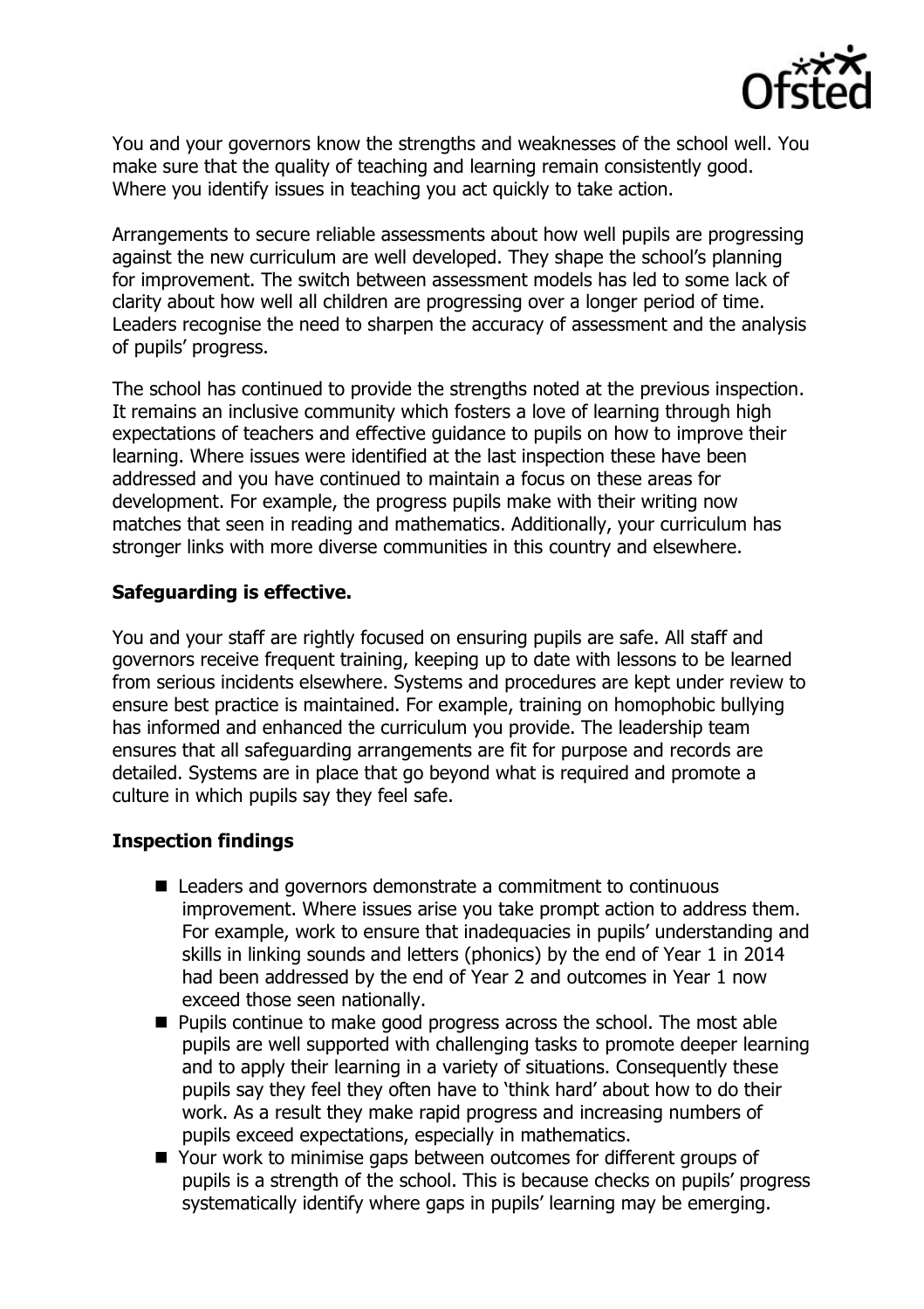You and your governors know the strengths and weaknesses of the school well. You make sure that the quality of teaching and learning remain consistently good. Where you identify issues in teaching you act quickly to take action.

Arrangements to secure reliable assessments about how well pupils are progressing against the new curriculum are well developed. They shape the school's planning for improvement. The switch between assessment models has led to some lack of clarity about how well all children are progressing over a longer period of time. Leaders recognise the need to sharpen the accuracy of assessment and the analysis of pupils' progress.

The school has continued to provide the strengths noted at the previous inspection. It remains an inclusive community which fosters a love of learning through high expectations of teachers and effective guidance to pupils on how to improve their learning. Where issues were identified at the last inspection these have been addressed and you have continued to maintain a focus on these areas for development. For example, the progress pupils make with their writing now matches that seen in reading and mathematics. Additionally, your curriculum has stronger links with more diverse communities in this country and elsewhere.

## Safeguarding is effective.

You and your staff are rightly focused on ensuring pupils are safe. All staff and governors receive frequent training, keeping up to date with lessons to be learned from serious incidents elsewhere. Systems and procedures are kept under review to ensure best practice is maintained. For example, training on homophobic bullying has informed and enhanced the curriculum you provide. The leadership team ensures that all safeguarding arrangements are fit for purpose and records are detailed. Systems are in place that go beyond what is required and promote a culture in which pupils say they feel safe.

## Inspection findings

- Leaders and governors demonstrate a commitment to continuous improvement. Where issues arise you take prompt action to address them. For example, work to ensure that inadequacies in pupils' understanding and skills in linking sounds and letters (phonics) by the end of Year 1 in 2014 had been addressed by the end of Year 2 and outcomes in Year 1 now exceed those seen nationally.
- Pupils continue to make good progress across the school. The most able pupils are well supported with challenging tasks to promote deeper learning and to apply their learning in a variety of situations. Consequently these pupils say they feel they often have to 'think hard' about how to do their work. As a result they make rapid progress and increasing numbers of pupils exceed expectations, especially in mathematics.
- Your work to minimise gaps between outcomes for different groups of pupils is a strength of the school. This is because checks on pupils' progress systematically identify where gaps in pupils' learning may be emerging.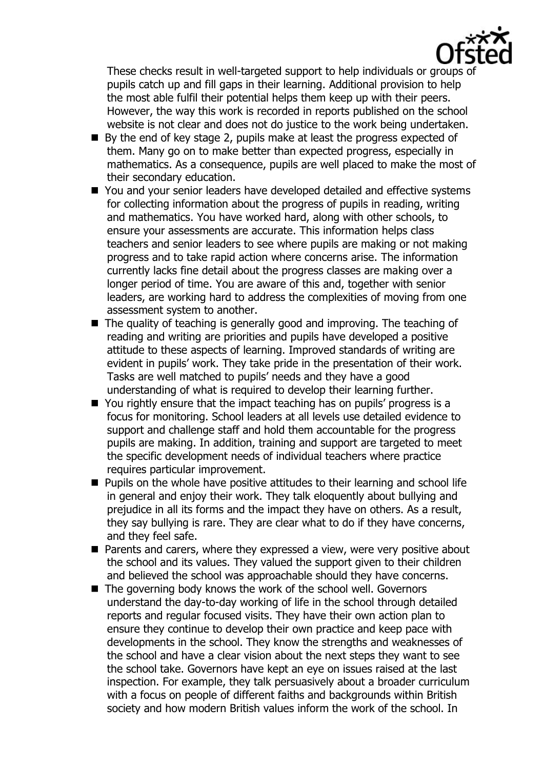These checks result in well-targeted support to help individuals or groups of pupils catch up and fill gaps in their learning. Additional provision to help the most able fulfil their potential helps them keep up with their peers. However, the way this work is recorded in reports published on the school website is not clear and does not do justice to the work being undertaken.

- By the end of key stage 2, pupils make at least the progress expected of them. Many go on to make better than expected progress, especially in mathematics. As a consequence, pupils are well placed to make the most of their secondary education.
- You and your senior leaders have developed detailed and effective systems for collecting information about the progress of pupils in reading, writing and mathematics. You have worked hard, along with other schools, to ensure your assessments are accurate. This information helps class teachers and senior leaders to see where pupils are making or not making progress and to take rapid action where concerns arise. The information currently lacks fine detail about the progress classes are making over a longer period of time. You are aware of this and, together with senior leaders, are working hard to address the complexities of moving from one assessment system to another.
- The quality of teaching is generally good and improving. The teaching of reading and writing are priorities and pupils have developed a positive attitude to these aspects of learning. Improved standards of writing are evident in pupils' work. They take pride in the presentation of their work. Tasks are well matched to pupils' needs and they have a good understanding of what is required to develop their learning further.
- You rightly ensure that the impact teaching has on pupils' progress is a focus for monitoring. School leaders at all levels use detailed evidence to support and challenge staff and hold them accountable for the progress pupils are making. In addition, training and support are targeted to meet the specific development needs of individual teachers where practice requires particular improvement.
- Pupils on the whole have positive attitudes to their learning and school life in general and enjoy their work. They talk eloquently about bullying and prejudice in all its forms and the impact they have on others. As a result, they say bullying is rare. They are clear what to do if they have concerns, and they feel safe.
- Parents and carers, where they expressed a view, were very positive about the school and its values. They valued the support given to their children and believed the school was approachable should they have concerns.
- The governing body knows the work of the school well. Governors understand the day-to-day working of life in the school through detailed reports and regular focused visits. They have their own action plan to ensure they continue to develop their own practice and keep pace with developments in the school. They know the strengths and weaknesses of the school and have a clear vision about the next steps they want to see the school take. Governors have kept an eye on issues raised at the last inspection. For example, they talk persuasively about a broader curriculum with a focus on people of different faiths and backgrounds within British society and how modern British values inform the work of the school. In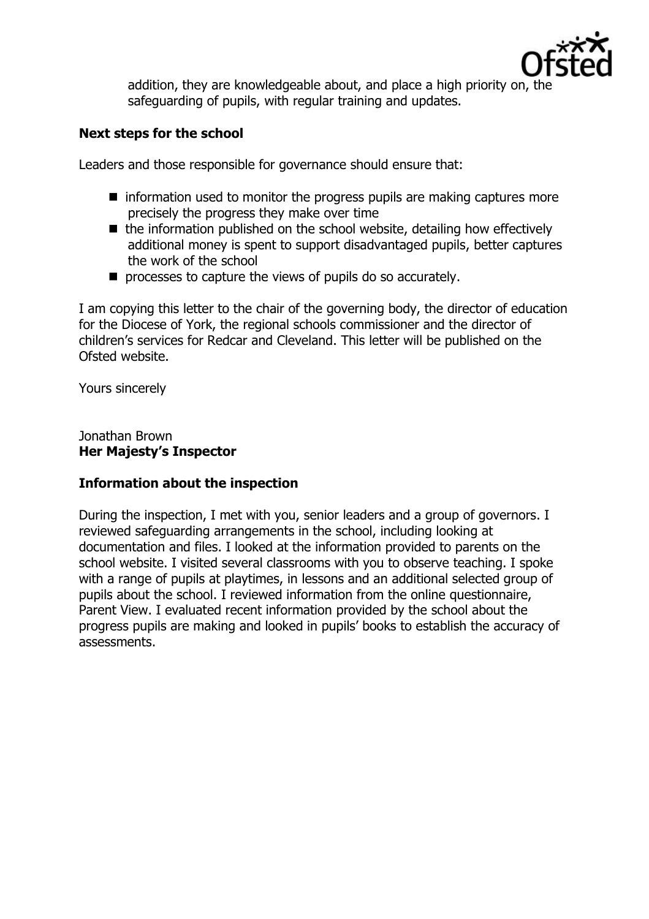addition, they are knowledgeable about, and place a high priority on, the safeguarding of pupils, with regular training and updates.

**Next steps for the school**

Leaders and those responsible for governance should ensure that:

- information used to monitor the progress pupils are making captures more precisely the progress they make over time
- the information published on the school website, detailing how effectively additional money is spent to support disadvantaged pupils, better captures the work of the school
- processes to capture the views of pupils do so accurately.

I am copying this letter to the chair of the governing body, the director of education for the Diocese of York, the regional schools commissioner and the director of children's services for Redcar and Cleveland. This letter will be published on the Ofsted website.

Yours sincerely

Jonathan Brown
**Her Majesty's Inspector**

**Information about the inspection**

During the inspection, I met with you, senior leaders and a group of governors. I reviewed safeguarding arrangements in the school, including looking at documentation and files. I looked at the information provided to parents on the school website. I visited several classrooms with you to observe teaching. I spoke with a range of pupils at playtimes, in lessons and an additional selected group of pupils about the school. I reviewed information from the online questionnaire, Parent View. I evaluated recent information provided by the school about the progress pupils are making and looked in pupils' books to establish the accuracy of assessments.